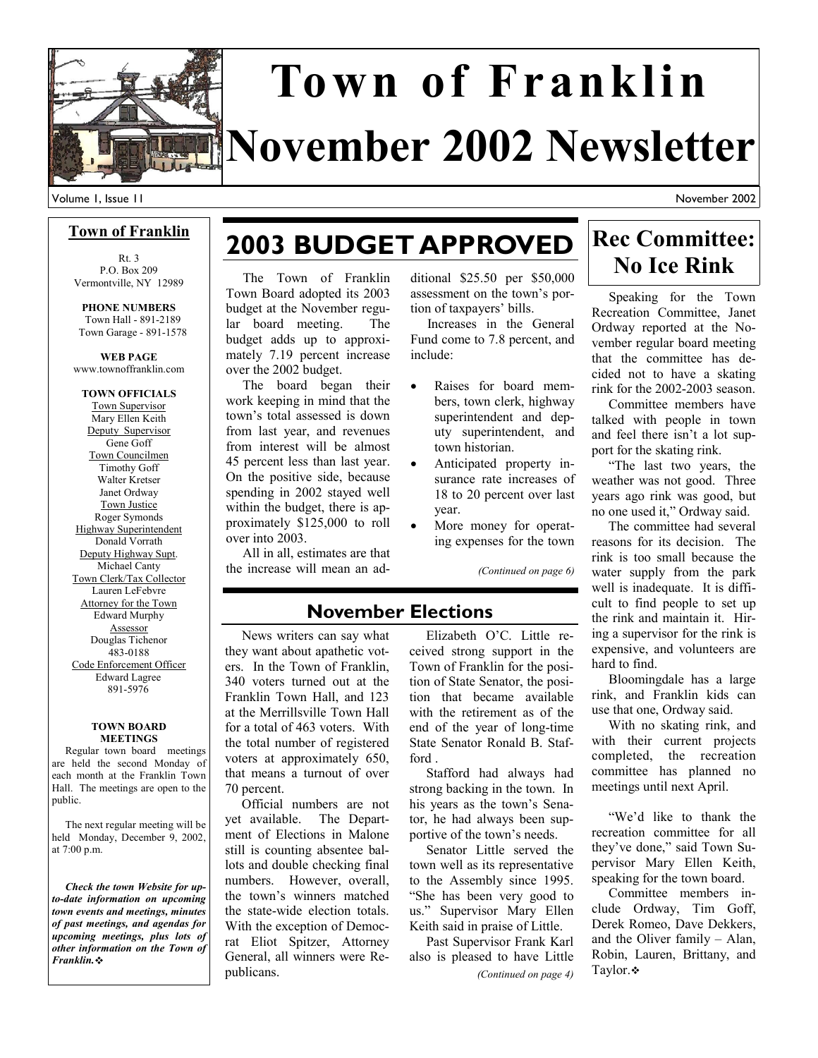# Town of Franklin
# November 2002 Newsletter

Volume 1, Issue 11 — November 2002

## Town of Franklin

Rt. 3
P.O. Box 209
Vermontville, NY 12989

**PHONE NUMBERS**
Town Hall - 891-2189
Town Garage - 891-1578

**WEB PAGE**
www.townoffranklin.com

**TOWN OFFICIALS**

Town Supervisor
Mary Ellen Keith

Deputy Supervisor
Gene Goff

Town Councilmen
Timothy Goff
Walter Kretser
Janet Ordway

Town Justice
Roger Symonds

Highway Superintendent
Donald Vorrath

Deputy Highway Supt.
Michael Canty

Town Clerk/Tax Collector
Lauren LeFebvre

Attorney for the Town
Edward Murphy

Assessor
Douglas Tichenor
483-0188

Code Enforcement Officer
Edward Lagree
891-5976

**TOWN BOARD MEETINGS**

Regular town board meetings are held the second Monday of each month at the Franklin Town Hall. The meetings are open to the public.

The next regular meeting will be held Monday, December 9, 2002, at 7:00 p.m.

***Check the town Website for up-to-date information on upcoming town events and meetings, minutes of past meetings, and agendas for upcoming meetings, plus lots of other information on the Town of Franklin.*** ❖

## 2003 BUDGET APPROVED

The Town of Franklin Town Board adopted its 2003 budget at the November regular board meeting. The budget adds up to approximately 7.19 percent increase over the 2002 budget.

The board began their work keeping in mind that the town's total assessed is down from last year, and revenues from interest will be almost 45 percent less than last year. On the positive side, because spending in 2002 stayed well within the budget, there is approximately $125,000 to roll over into 2003.

All in all, estimates are that the increase will mean an additional $25.50 per $50,000 assessment on the town's portion of taxpayers' bills.

Increases in the General Fund come to 7.8 percent, and include:

- Raises for board members, town clerk, highway superintendent and deputy superintendent, and town historian.
- Anticipated property insurance rate increases of 18 to 20 percent over last year.
- More money for operating expenses for the town

*(Continued on page 6)*

## November Elections

News writers can say what they want about apathetic voters. In the Town of Franklin, 340 voters turned out at the Franklin Town Hall, and 123 at the Merrillsville Town Hall for a total of 463 voters. With the total number of registered voters at approximately 650, that means a turnout of over 70 percent.

Official numbers are not yet available. The Department of Elections in Malone still is counting absentee ballots and double checking final numbers. However, overall, the town's winners matched the state-wide election totals. With the exception of Democrat Eliot Spitzer, Attorney General, all winners were Republicans.

Elizabeth O'C. Little received strong support in the Town of Franklin for the position of State Senator, the position that became available with the retirement as of the end of the year of long-time State Senator Ronald B. Stafford .

Stafford had always had strong backing in the town. In his years as the town's Senator, he had always been supportive of the town's needs.

Senator Little served the town well as its representative to the Assembly since 1995. "She has been very good to us." Supervisor Mary Ellen Keith said in praise of Little.

Past Supervisor Frank Karl also is pleased to have Little

*(Continued on page 4)*

## Rec Committee: No Ice Rink

Speaking for the Town Recreation Committee, Janet Ordway reported at the November regular board meeting that the committee has decided not to have a skating rink for the 2002-2003 season.

Committee members have talked with people in town and feel there isn't a lot support for the skating rink.

"The last two years, the weather was not good. Three years ago rink was good, but no one used it," Ordway said.

The committee had several reasons for its decision. The rink is too small because the water supply from the park well is inadequate. It is difficult to find people to set up the rink and maintain it. Hiring a supervisor for the rink is expensive, and volunteers are hard to find.

Bloomingdale has a large rink, and Franklin kids can use that one, Ordway said.

With no skating rink, and with their current projects completed, the recreation committee has planned no meetings until next April.

"We'd like to thank the recreation committee for all they've done," said Town Supervisor Mary Ellen Keith, speaking for the town board.

Committee members include Ordway, Tim Goff, Derek Romeo, Dave Dekkers, and the Oliver family – Alan, Robin, Lauren, Brittany, and Taylor. ❖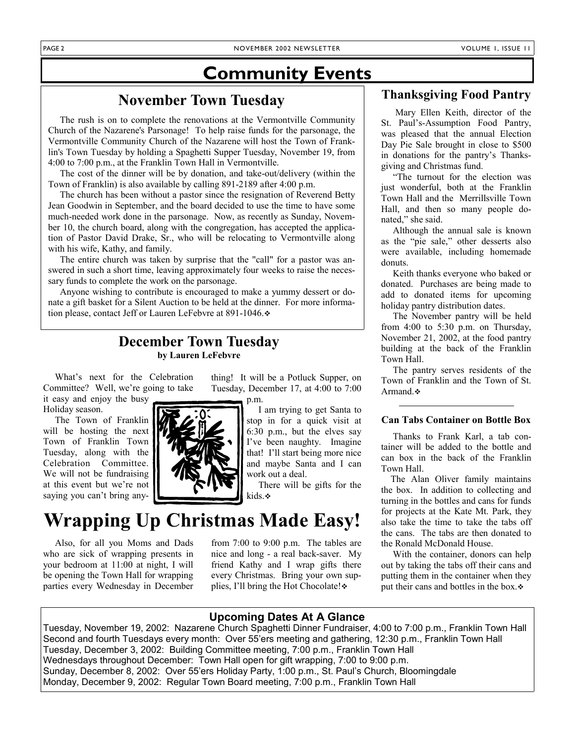# Community Events

## November Town Tuesday

The rush is on to complete the renovations at the Vermontville Community Church of the Nazarene's Parsonage! To help raise funds for the parsonage, the Vermontville Community Church of the Nazarene will host the Town of Franklin's Town Tuesday by holding a Spaghetti Supper Tuesday, November 19, from 4:00 to 7:00 p.m., at the Franklin Town Hall in Vermontville.

The cost of the dinner will be by donation, and take-out/delivery (within the Town of Franklin) is also available by calling 891-2189 after 4:00 p.m.

The church has been without a pastor since the resignation of Reverend Betty Jean Goodwin in September, and the board decided to use the time to have some much-needed work done in the parsonage. Now, as recently as Sunday, November 10, the church board, along with the congregation, has accepted the application of Pastor David Drake, Sr., who will be relocating to Vermontville along with his wife, Kathy, and family.

The entire church was taken by surprise that the "call" for a pastor was answered in such a short time, leaving approximately four weeks to raise the necessary funds to complete the work on the parsonage.

Anyone wishing to contribute is encouraged to make a yummy dessert or donate a gift basket for a Silent Auction to be held at the dinner. For more information please, contact Jeff or Lauren LeFebvre at 891-1046.❖

## December Town Tuesday

**by Lauren LeFebvre**

What's next for the Celebration Committee? Well, we're going to take it easy and enjoy the busy Holiday season.

The Town of Franklin will be hosting the next Town of Franklin Town Tuesday, along with the Celebration Committee. We will not be fundraising at this event but we're not saying you can't bring anything! It will be a Potluck Supper, on Tuesday, December 17, at 4:00 to 7:00 p.m.

I am trying to get Santa to stop in for a quick visit at 6:30 p.m., but the elves say I've been naughty. Imagine that! I'll start being more nice and maybe Santa and I can work out a deal.

There will be gifts for the kids.❖

# Wrapping Up Christmas Made Easy!

Also, for all you Moms and Dads who are sick of wrapping presents in your bedroom at 11:00 at night, I will be opening the Town Hall for wrapping parties every Wednesday in December from 7:00 to 9:00 p.m. The tables are nice and long - a real back-saver. My friend Kathy and I wrap gifts there every Christmas. Bring your own supplies, I'll bring the Hot Chocolate!❖

## Thanksgiving Food Pantry

Mary Ellen Keith, director of the St. Paul's-Assumption Food Pantry, was pleased that the annual Election Day Pie Sale brought in close to $500 in donations for the pantry's Thanksgiving and Christmas fund.

"The turnout for the election was just wonderful, both at the Franklin Town Hall and the Merrillsville Town Hall, and then so many people donated," she said.

Although the annual sale is known as the "pie sale," other desserts also were available, including homemade donuts.

Keith thanks everyone who baked or donated. Purchases are being made to add to donated items for upcoming holiday pantry distribution dates.

The November pantry will be held from 4:00 to 5:30 p.m. on Thursday, November 21, 2002, at the food pantry building at the back of the Franklin Town Hall.

The pantry serves residents of the Town of Franklin and the Town of St. Armand.❖

### Can Tabs Container on Bottle Box

Thanks to Frank Karl, a tab container will be added to the bottle and can box in the back of the Franklin Town Hall.

The Alan Oliver family maintains the box. In addition to collecting and turning in the bottles and cans for funds for projects at the Kate Mt. Park, they also take the time to take the tabs off the cans. The tabs are then donated to the Ronald McDonald House.

With the container, donors can help out by taking the tabs off their cans and putting them in the container when they put their cans and bottles in the box.❖

### Upcoming Dates At A Glance

Tuesday, November 19, 2002: Nazarene Church Spaghetti Dinner Fundraiser, 4:00 to 7:00 p.m., Franklin Town Hall
Second and fourth Tuesdays every month: Over 55'ers meeting and gathering, 12:30 p.m., Franklin Town Hall
Tuesday, December 3, 2002: Building Committee meeting, 7:00 p.m., Franklin Town Hall
Wednesdays throughout December: Town Hall open for gift wrapping, 7:00 to 9:00 p.m.
Sunday, December 8, 2002: Over 55'ers Holiday Party, 1:00 p.m., St. Paul's Church, Bloomingdale
Monday, December 9, 2002: Regular Town Board meeting, 7:00 p.m., Franklin Town Hall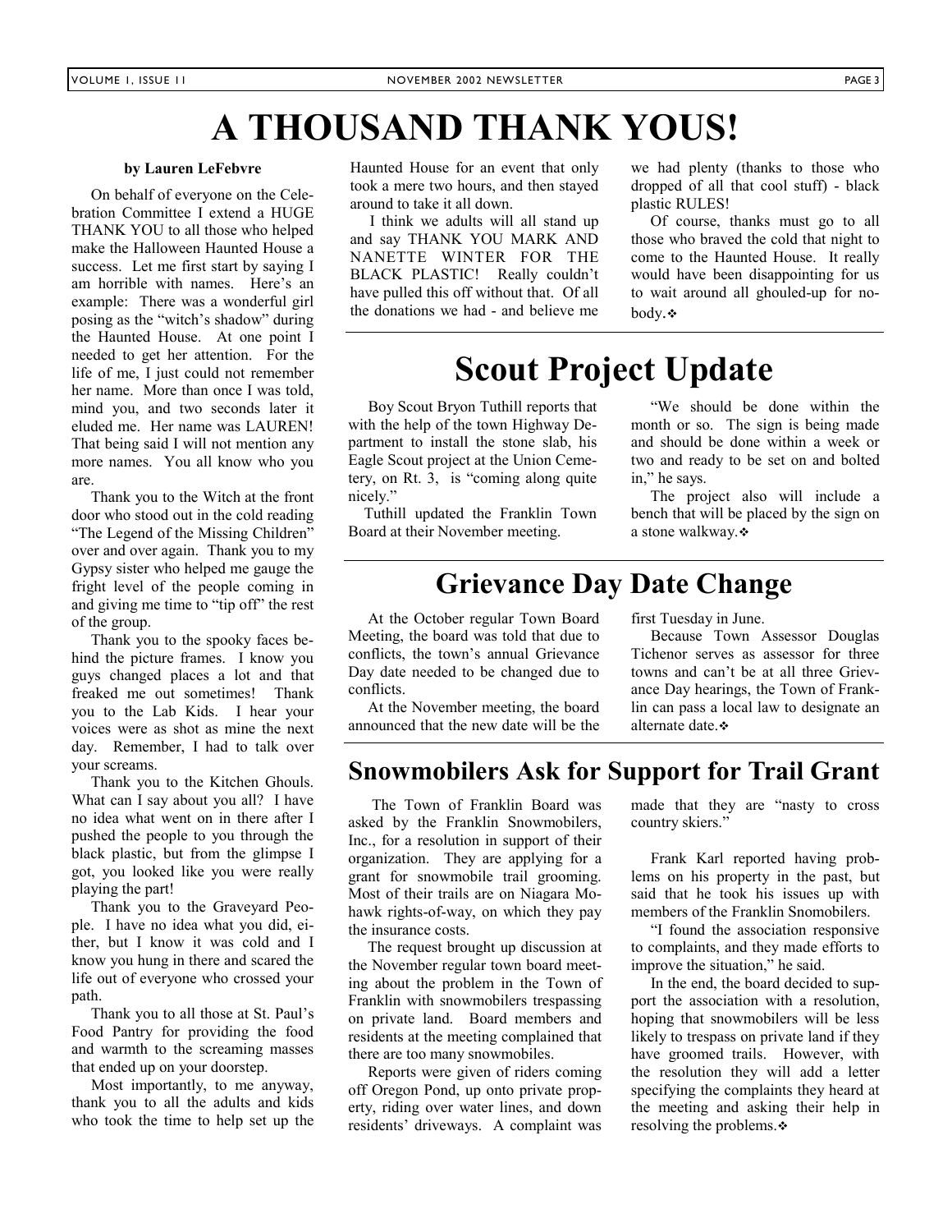# A THOUSAND THANK YOUS!

**by Lauren LeFebvre**

On behalf of everyone on the Celebration Committee I extend a HUGE THANK YOU to all those who helped make the Halloween Haunted House a success. Let me first start by saying I am horrible with names. Here's an example: There was a wonderful girl posing as the "witch's shadow" during the Haunted House. At one point I needed to get her attention. For the life of me, I just could not remember her name. More than once I was told, mind you, and two seconds later it eluded me. Her name was LAUREN! That being said I will not mention any more names. You all know who you are.

Thank you to the Witch at the front door who stood out in the cold reading "The Legend of the Missing Children" over and over again. Thank you to my Gypsy sister who helped me gauge the fright level of the people coming in and giving me time to "tip off" the rest of the group.

Thank you to the spooky faces behind the picture frames. I know you guys changed places a lot and that freaked me out sometimes! Thank you to the Lab Kids. I hear your voices were as shot as mine the next day. Remember, I had to talk over your screams.

Thank you to the Kitchen Ghouls. What can I say about you all? I have no idea what went on in there after I pushed the people to you through the black plastic, but from the glimpse I got, you looked like you were really playing the part!

Thank you to the Graveyard People. I have no idea what you did, either, but I know it was cold and I know you hung in there and scared the life out of everyone who crossed your path.

Thank you to all those at St. Paul's Food Pantry for providing the food and warmth to the screaming masses that ended up on your doorstep.

Most importantly, to me anyway, thank you to all the adults and kids who took the time to help set up the Haunted House for an event that only took a mere two hours, and then stayed around to take it all down.

I think we adults will all stand up and say THANK YOU MARK AND NANETTE WINTER FOR THE BLACK PLASTIC! Really couldn't have pulled this off without that. Of all the donations we had - and believe me we had plenty (thanks to those who dropped of all that cool stuff) - black plastic RULES!

Of course, thanks must go to all those who braved the cold that night to come to the Haunted House. It really would have been disappointing for us to wait around all ghouled-up for nobody.❖

# Scout Project Update

Boy Scout Bryon Tuthill reports that with the help of the town Highway Department to install the stone slab, his Eagle Scout project at the Union Cemetery, on Rt. 3, is "coming along quite nicely."

Tuthill updated the Franklin Town Board at their November meeting.

"We should be done within the month or so. The sign is being made and should be done within a week or two and ready to be set on and bolted in," he says.

The project also will include a bench that will be placed by the sign on a stone walkway.❖

## Grievance Day Date Change

At the October regular Town Board Meeting, the board was told that due to conflicts, the town's annual Grievance Day date needed to be changed due to conflicts.

At the November meeting, the board announced that the new date will be the first Tuesday in June.

Because Town Assessor Douglas Tichenor serves as assessor for three towns and can't be at all three Grievance Day hearings, the Town of Franklin can pass a local law to designate an alternate date.❖

## Snowmobilers Ask for Support for Trail Grant

The Town of Franklin Board was asked by the Franklin Snowmobilers, Inc., for a resolution in support of their organization. They are applying for a grant for snowmobile trail grooming. Most of their trails are on Niagara Mohawk rights-of-way, on which they pay the insurance costs.

The request brought up discussion at the November regular town board meeting about the problem in the Town of Franklin with snowmobilers trespassing on private land. Board members and residents at the meeting complained that there are too many snowmobiles.

Reports were given of riders coming off Oregon Pond, up onto private property, riding over water lines, and down residents' driveways. A complaint was made that they are "nasty to cross country skiers."

Frank Karl reported having problems on his property in the past, but said that he took his issues up with members of the Franklin Snomobilers.

"I found the association responsive to complaints, and they made efforts to improve the situation," he said.

In the end, the board decided to support the association with a resolution, hoping that snowmobilers will be less likely to trespass on private land if they have groomed trails. However, with the resolution they will add a letter specifying the complaints they heard at the meeting and asking their help in resolving the problems.❖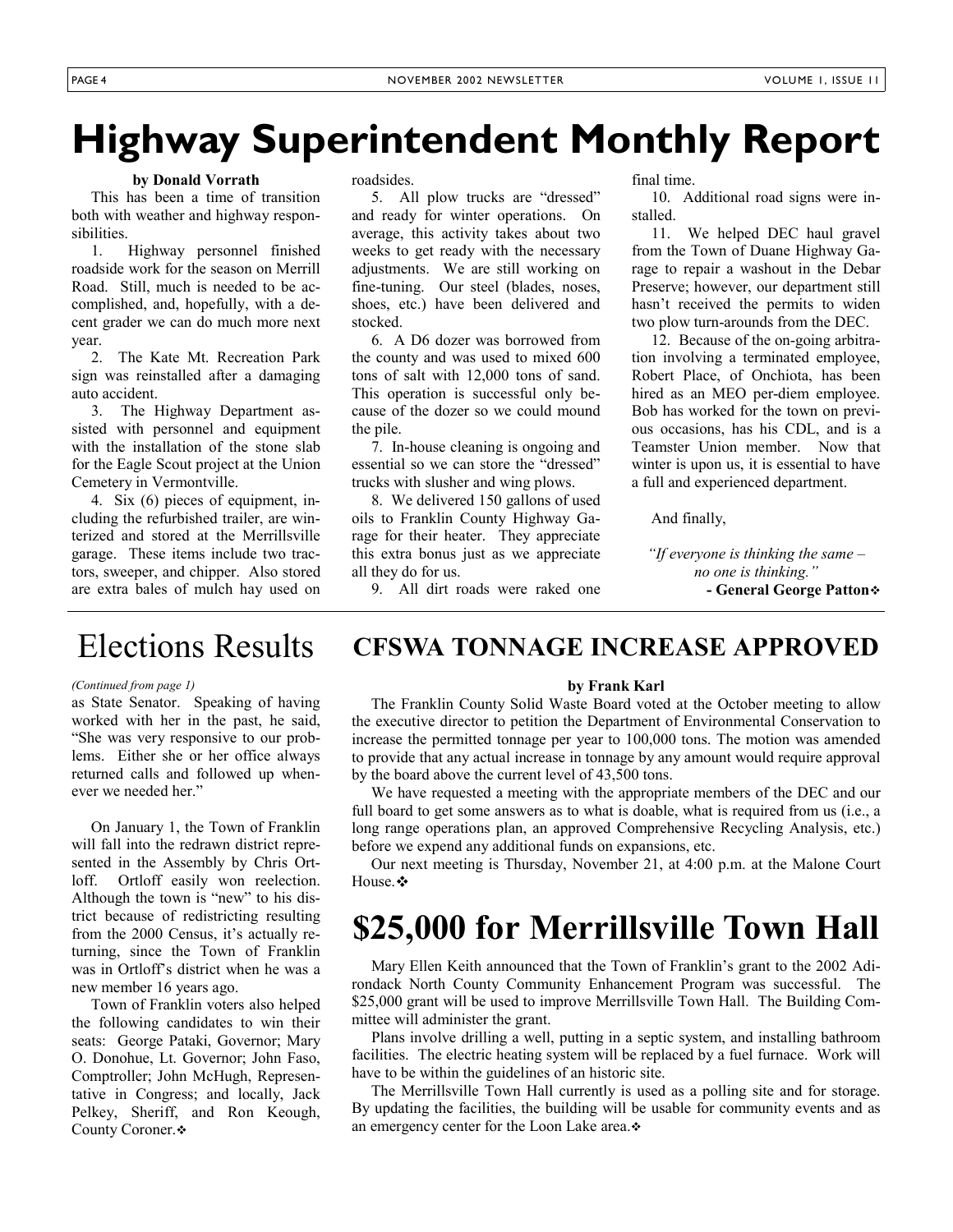# Highway Superintendent Monthly Report

**by Donald Vorrath**

This has been a time of transition both with weather and highway responsibilities.

1. Highway personnel finished roadside work for the season on Merrill Road. Still, much is needed to be accomplished, and, hopefully, with a decent grader we can do much more next year.

2. The Kate Mt. Recreation Park sign was reinstalled after a damaging auto accident.

3. The Highway Department assisted with personnel and equipment with the installation of the stone slab for the Eagle Scout project at the Union Cemetery in Vermontville.

4. Six (6) pieces of equipment, including the refurbished trailer, are winterized and stored at the Merrillsville garage. These items include two tractors, sweeper, and chipper. Also stored are extra bales of mulch hay used on roadsides.

5. All plow trucks are "dressed" and ready for winter operations. On average, this activity takes about two weeks to get ready with the necessary adjustments. We are still working on fine-tuning. Our steel (blades, noses, shoes, etc.) have been delivered and stocked.

6. A D6 dozer was borrowed from the county and was used to mixed 600 tons of salt with 12,000 tons of sand. This operation is successful only because of the dozer so we could mound the pile.

7. In-house cleaning is ongoing and essential so we can store the "dressed" trucks with slusher and wing plows.

8. We delivered 150 gallons of used oils to Franklin County Highway Garage for their heater. They appreciate this extra bonus just as we appreciate all they do for us.

9. All dirt roads were raked one final time.

10. Additional road signs were installed.

11. We helped DEC haul gravel from the Town of Duane Highway Garage to repair a washout in the Debar Preserve; however, our department still hasn't received the permits to widen two plow turn-arounds from the DEC.

12. Because of the on-going arbitration involving a terminated employee, Robert Place, of Onchiota, has been hired as an MEO per-diem employee. Bob has worked for the town on previous occasions, has his CDL, and is a Teamster Union member. Now that winter is upon us, it is essential to have a full and experienced department.

And finally,

*"If everyone is thinking the same – no one is thinking."*
**- General George Patton**❖

# Elections Results

*(Continued from page 1)*

as State Senator. Speaking of having worked with her in the past, he said, "She was very responsive to our problems. Either she or her office always returned calls and followed up whenever we needed her."

On January 1, the Town of Franklin will fall into the redrawn district represented in the Assembly by Chris Ortloff. Ortloff easily won reelection. Although the town is "new" to his district because of redistricting resulting from the 2000 Census, it's actually returning, since the Town of Franklin was in Ortloff's district when he was a new member 16 years ago.

Town of Franklin voters also helped the following candidates to win their seats: George Pataki, Governor; Mary O. Donohue, Lt. Governor; John Faso, Comptroller; John McHugh, Representative in Congress; and locally, Jack Pelkey, Sheriff, and Ron Keough, County Coroner.❖

# CFSWA TONNAGE INCREASE APPROVED

**by Frank Karl**

The Franklin County Solid Waste Board voted at the October meeting to allow the executive director to petition the Department of Environmental Conservation to increase the permitted tonnage per year to 100,000 tons. The motion was amended to provide that any actual increase in tonnage by any amount would require approval by the board above the current level of 43,500 tons.

We have requested a meeting with the appropriate members of the DEC and our full board to get some answers as to what is doable, what is required from us (i.e., a long range operations plan, an approved Comprehensive Recycling Analysis, etc.) before we expend any additional funds on expansions, etc.

Our next meeting is Thursday, November 21, at 4:00 p.m. at the Malone Court House.❖

# $25,000 for Merrillsville Town Hall

Mary Ellen Keith announced that the Town of Franklin's grant to the 2002 Adirondack North County Community Enhancement Program was successful. The $25,000 grant will be used to improve Merrillsville Town Hall. The Building Committee will administer the grant.

Plans involve drilling a well, putting in a septic system, and installing bathroom facilities. The electric heating system will be replaced by a fuel furnace. Work will have to be within the guidelines of an historic site.

The Merrillsville Town Hall currently is used as a polling site and for storage. By updating the facilities, the building will be usable for community events and as an emergency center for the Loon Lake area.❖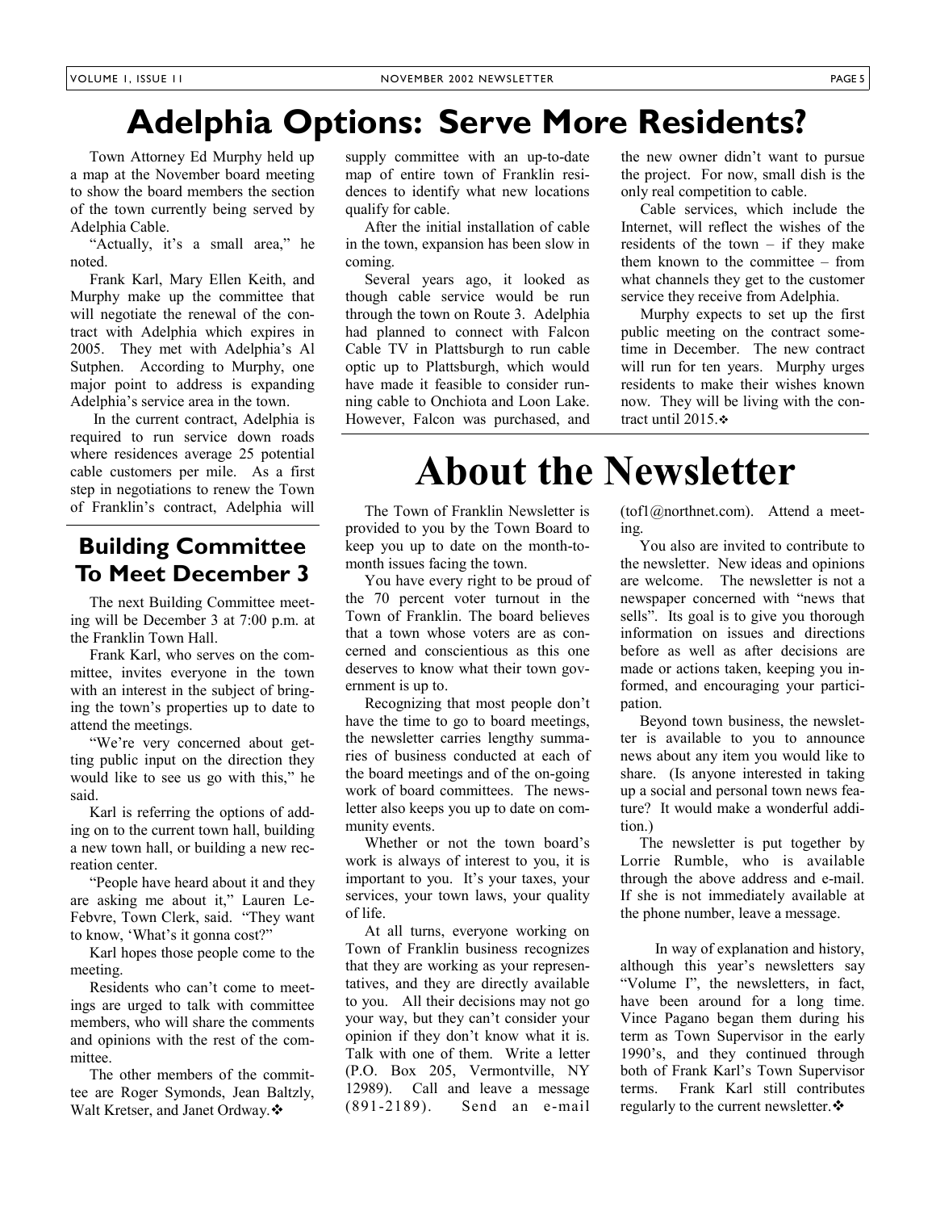# Adelphia Options: Serve More Residents?

Town Attorney Ed Murphy held up a map at the November board meeting to show the board members the section of the town currently being served by Adelphia Cable.

"Actually, it's a small area," he noted.

Frank Karl, Mary Ellen Keith, and Murphy make up the committee that will negotiate the renewal of the contract with Adelphia which expires in 2005. They met with Adelphia's Al Sutphen. According to Murphy, one major point to address is expanding Adelphia's service area in the town.

In the current contract, Adelphia is required to run service down roads where residences average 25 potential cable customers per mile. As a first step in negotiations to renew the Town of Franklin's contract, Adelphia will supply committee with an up-to-date map of entire town of Franklin residences to identify what new locations qualify for cable.

After the initial installation of cable in the town, expansion has been slow in coming.

Several years ago, it looked as though cable service would be run through the town on Route 3. Adelphia had planned to connect with Falcon Cable TV in Plattsburgh to run cable optic up to Plattsburgh, which would have made it feasible to consider running cable to Onchiota and Loon Lake. However, Falcon was purchased, and the new owner didn't want to pursue the project. For now, small dish is the only real competition to cable.

Cable services, which include the Internet, will reflect the wishes of the residents of the town – if they make them known to the committee – from what channels they get to the customer service they receive from Adelphia.

Murphy expects to set up the first public meeting on the contract sometime in December. The new contract will run for ten years. Murphy urges residents to make their wishes known now. They will be living with the contract until 2015.❖

## Building Committee To Meet December 3

The next Building Committee meeting will be December 3 at 7:00 p.m. at the Franklin Town Hall.

Frank Karl, who serves on the committee, invites everyone in the town with an interest in the subject of bringing the town's properties up to date to attend the meetings.

"We're very concerned about getting public input on the direction they would like to see us go with this," he said.

Karl is referring the options of adding on to the current town hall, building a new town hall, or building a new recreation center.

"People have heard about it and they are asking me about it," Lauren LeFebvre, Town Clerk, said. "They want to know, 'What's it gonna cost?"

Karl hopes those people come to the meeting.

Residents who can't come to meetings are urged to talk with committee members, who will share the comments and opinions with the rest of the committee.

The other members of the committee are Roger Symonds, Jean Baltzly, Walt Kretser, and Janet Ordway.❖

# About the Newsletter

The Town of Franklin Newsletter is provided to you by the Town Board to keep you up to date on the month-to-month issues facing the town.

You have every right to be proud of the 70 percent voter turnout in the Town of Franklin. The board believes that a town whose voters are as concerned and conscientious as this one deserves to know what their town government is up to.

Recognizing that most people don't have the time to go to board meetings, the newsletter carries lengthy summaries of business conducted at each of the board meetings and of the on-going work of board committees. The newsletter also keeps you up to date on community events.

Whether or not the town board's work is always of interest to you, it is important to you. It's your taxes, your services, your town laws, your quality of life.

At all turns, everyone working on Town of Franklin business recognizes that they are working as your representatives, and they are directly available to you. All their decisions may not go your way, but they can't consider your opinion if they don't know what it is. Talk with one of them. Write a letter (P.O. Box 205, Vermontville, NY 12989). Call and leave a message (891-2189). Send an e-mail (tofl@northnet.com). Attend a meeting.

You also are invited to contribute to the newsletter. New ideas and opinions are welcome. The newsletter is not a newspaper concerned with "news that sells". Its goal is to give you thorough information on issues and directions before as well as after decisions are made or actions taken, keeping you informed, and encouraging your participation.

Beyond town business, the newsletter is available to you to announce news about any item you would like to share. (Is anyone interested in taking up a social and personal town news feature? It would make a wonderful addition.)

The newsletter is put together by Lorrie Rumble, who is available through the above address and e-mail. If she is not immediately available at the phone number, leave a message.

In way of explanation and history, although this year's newsletters say "Volume I", the newsletters, in fact, have been around for a long time. Vince Pagano began them during his term as Town Supervisor in the early 1990's, and they continued through both of Frank Karl's Town Supervisor terms. Frank Karl still contributes regularly to the current newsletter.❖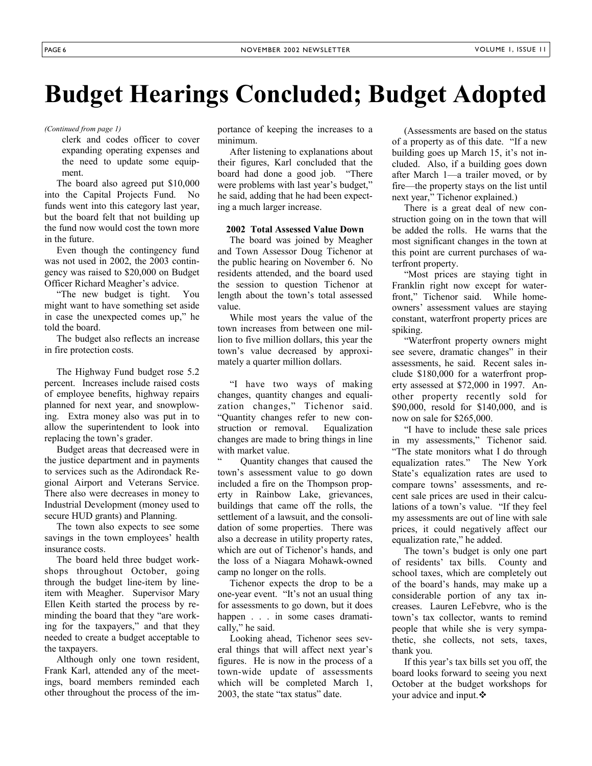# Budget Hearings Concluded; Budget Adopted

*(Continued from page 1)*

clerk and codes officer to cover expanding operating expenses and the need to update some equipment.

The board also agreed put $10,000 into the Capital Projects Fund. No funds went into this category last year, but the board felt that not building up the fund now would cost the town more in the future.

Even though the contingency fund was not used in 2002, the 2003 contingency was raised to $20,000 on Budget Officer Richard Meagher's advice.

"The new budget is tight. You might want to have something set aside in case the unexpected comes up," he told the board.

The budget also reflects an increase in fire protection costs.

The Highway Fund budget rose 5.2 percent. Increases include raised costs of employee benefits, highway repairs planned for next year, and snowplowing. Extra money also was put in to allow the superintendent to look into replacing the town's grader.

Budget areas that decreased were in the justice department and in payments to services such as the Adirondack Regional Airport and Veterans Service. There also were decreases in money to Industrial Development (money used to secure HUD grants) and Planning.

The town also expects to see some savings in the town employees' health insurance costs.

The board held three budget workshops throughout October, going through the budget line-item by line-item with Meagher. Supervisor Mary Ellen Keith started the process by reminding the board that they "are working for the taxpayers," and that they needed to create a budget acceptable to the taxpayers.

Although only one town resident, Frank Karl, attended any of the meetings, board members reminded each other throughout the process of the importance of keeping the increases to a minimum.

After listening to explanations about their figures, Karl concluded that the board had done a good job. "There were problems with last year's budget," he said, adding that he had been expecting a much larger increase.

**2002 Total Assessed Value Down**

The board was joined by Meagher and Town Assessor Doug Tichenor at the public hearing on November 6. No residents attended, and the board used the session to question Tichenor at length about the town's total assessed value.

While most years the value of the town increases from between one million to five million dollars, this year the town's value decreased by approximately a quarter million dollars.

"I have two ways of making changes, quantity changes and equalization changes," Tichenor said. "Quantity changes refer to new construction or removal. Equalization changes are made to bring things in line with market value.

" Quantity changes that caused the town's assessment value to go down included a fire on the Thompson property in Rainbow Lake, grievances, buildings that came off the rolls, the settlement of a lawsuit, and the consolidation of some properties. There was also a decrease in utility property rates, which are out of Tichenor's hands, and the loss of a Niagara Mohawk-owned camp no longer on the rolls.

Tichenor expects the drop to be a one-year event. "It's not an usual thing for assessments to go down, but it does happen . . . in some cases dramatically," he said.

Looking ahead, Tichenor sees several things that will affect next year's figures. He is now in the process of a town-wide update of assessments which will be completed March 1, 2003, the state "tax status" date.

(Assessments are based on the status of a property as of this date. "If a new building goes up March 15, it's not included. Also, if a building goes down after March 1—a trailer moved, or by fire—the property stays on the list until next year," Tichenor explained.)

There is a great deal of new construction going on in the town that will be added the rolls. He warns that the most significant changes in the town at this point are current purchases of waterfront property.

"Most prices are staying tight in Franklin right now except for waterfront," Tichenor said. While homeowners' assessment values are staying constant, waterfront property prices are spiking.

"Waterfront property owners might see severe, dramatic changes" in their assessments, he said. Recent sales include $180,000 for a waterfront property assessed at $72,000 in 1997. Another property recently sold for $90,000, resold for $140,000, and is now on sale for $265,000.

"I have to include these sale prices in my assessments," Tichenor said. "The state monitors what I do through equalization rates." The New York State's equalization rates are used to compare towns' assessments, and recent sale prices are used in their calculations of a town's value. "If they feel my assessments are out of line with sale prices, it could negatively affect our equalization rate," he added.

The town's budget is only one part of residents' tax bills. County and school taxes, which are completely out of the board's hands, may make up a considerable portion of any tax increases. Lauren LeFebvre, who is the town's tax collector, wants to remind people that while she is very sympathetic, she collects, not sets, taxes, thank you.

If this year's tax bills set you off, the board looks forward to seeing you next October at the budget workshops for your advice and input.❖